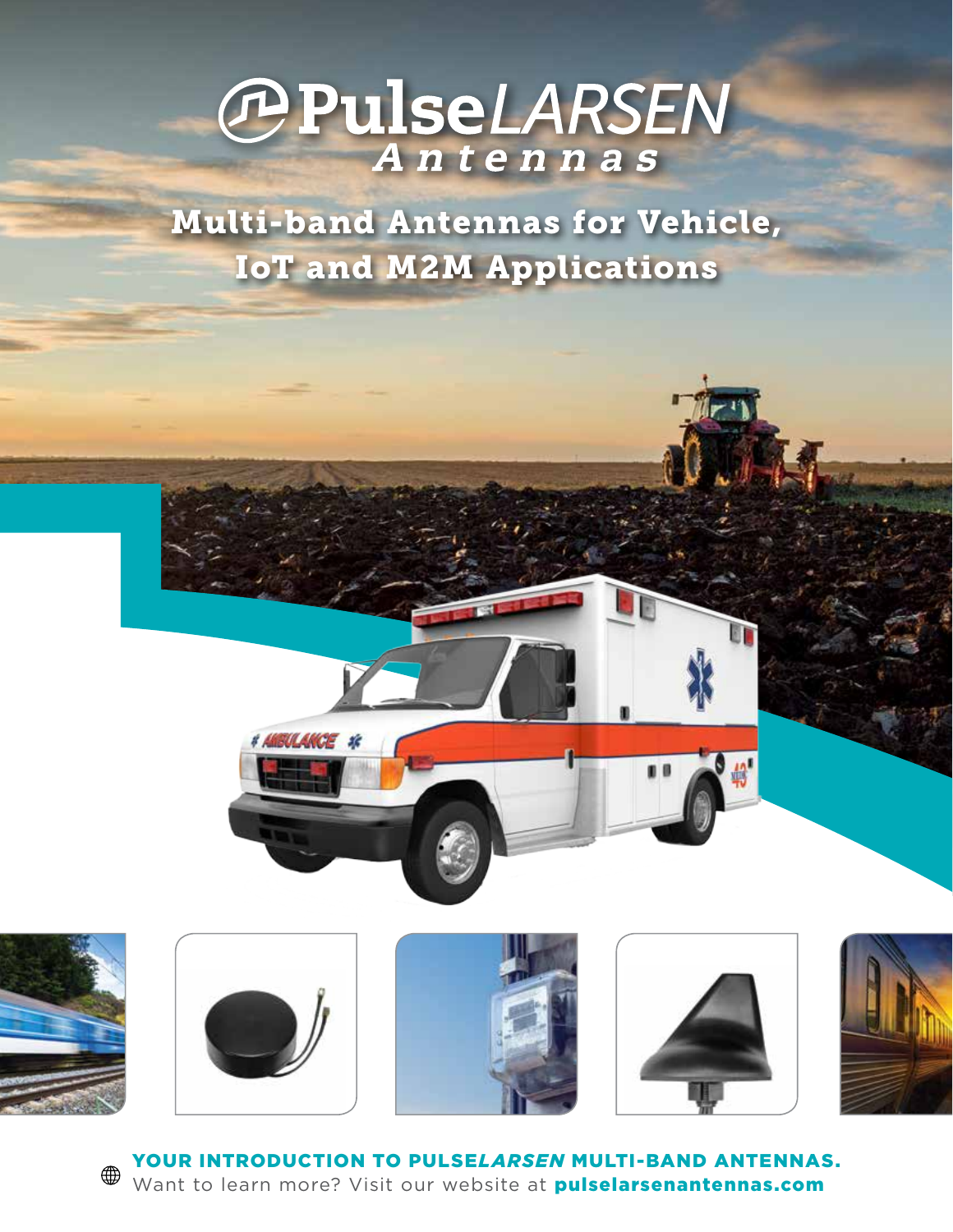# PulseLARSEN Antennas

## Multi-band Antennas for Vehicle, IoT and M2M Applications

**YOUR INTRODUCTION TO PULSE*LARSEN* MULTI-BAND ANTENNAS.**
Want to learn more? Visit our website at **pulselarsenantennas.com**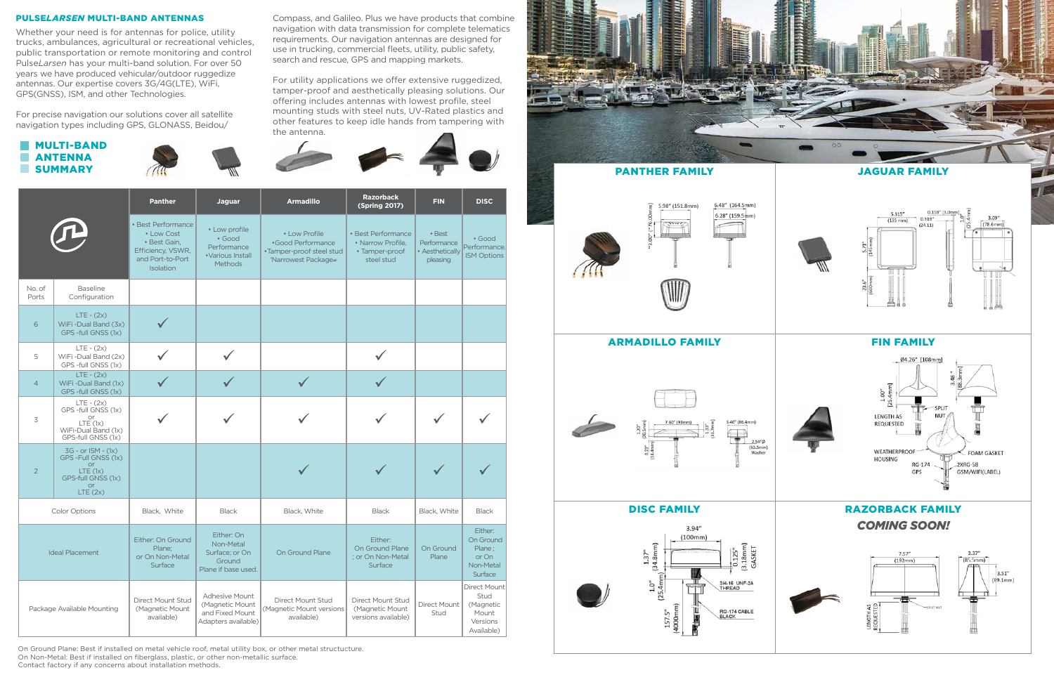## PULSE*LARSEN* MULTI-BAND ANTENNAS

Whether your need is for antennas for police, utility trucks, ambulances, agricultural or recreational vehicles, public transportation or remote monitoring and control Pulse*Larsen* has your multi-band solution. For over 50 years we have produced vehicular/outdoor ruggedize antennas. Our expertise covers 3G/4G(LTE), WiFi, GPS(GNSS), ISM, and other Technologies.

For precise navigation our solutions cover all satellite navigation types including GPS, GLONASS, Beidou/Compass, and Galileo. Plus we have products that combine navigation with data transmission for complete telematics requirements. Our navigation antennas are designed for use in trucking, commercial fleets, utility, public safety, search and rescue, GPS and mapping markets.

For utility applications we offer extensive ruggedized, tamper-proof and aesthetically pleasing solutions. Our offering includes antennas with lowest profile, steel mounting studs with steel nuts, UV-Rated plastics and other features to keep idle hands from tampering with the antenna.

## MULTI-BAND ANTENNA SUMMARY

| | | Panther | Jaguar | Armadillo | Razorback (Spring 2017) | FIN | DISC |
|---|---|---|---|---|---|---|---|
| | | • Best Performance • Low Cost • Best Gain, Efficiency, VSWR, and Port-to-Port Isolation | • Low profile • Good Performance •Various Install Methods | • Low Profile •Good Performance •Tamper-proof steel stud 'Narrowest Package« | • Best Performance • Narrow Profile, • Tamper-proof steel stud | • Best Performance • Aesthetically pleasing | • Good Performance. ISM Options |
| No. of Ports | Baseline Configuration | | | | | | |
| 6 | LTE - (2x) WiFi -Dual Band (3x) GPS -full GNSS (1x) | ✓ | | | | | |
| 5 | LTE - (2x) WiFi -Dual Band (2x) GPS -full GNSS (1x) | ✓ | ✓ | | ✓ | | |
| 4 | LTE - (2x) WiFi -Dual Band (1x) GPS -full GNSS (1x) | ✓ | ✓ | ✓ | ✓ | | |
| 3 | LTE - (2x) GPS -full GNSS (1x) or LTE (1x) WiFi-Dual Band (1x) GPS-full GNSS (1x) | ✓ | ✓ | ✓ | ✓ | ✓ | ✓ |
| 2 | 3G - or ISM - (1x) GPS -Full GNSS (1x) or LTE (1x) GPS-full GNSS (1x) or LTE (2x) | | | ✓ | ✓ | ✓ | ✓ |
| Color Options | | Black, White | Black | Black, White | Black | Black, White | Black |
| Ideal Placement | | Either: On Ground Plane; or On Non-Metal Surface | Either: On Non-Metal Surface; or On Ground Plane if base used. | On Ground Plane | Either: On Ground Plane ; or On Non-Metal Surface | On Ground Plane | Either: On Ground Plane ; or On Non-Metal Surface |
| Package Available Mounting | | Direct Mount Stud (Magnetic Mount available) | Adhesive Mount (Magnetic Mount and Fixed Mount Adapters available) | Direct Mount Stud (Magnetic Mount versions available) | Direct Mount Stud (Magnetic Mount versions available) | Direct Mount Stud | Direct Mount Stud (Magnetic Mount Versions Available) |

On Ground Plane: Best if installed on metal vehicle roof, metal utility box, or other metal structucture.
On Non-Metal: Best if installed on fiberglass, plastic, or other non-metallic surface.
Contact factory if any concerns about installation methods.

### PANTHER FAMILY

5.98" (151.8mm) 6.48" (164.5mm) 6.28" (159.5mm) ~3.00" (~76.00mm)

### JAGUAR FAMILY

5.315" (135 mm) 0.118" (3.0mm) 0.919" (24.11) 1.0" (25.4mm) 3.09" (78.6mm) 5.71" (145mm) 23.6" (600mm)

### ARMADILLO FAMILY

7.60" (193mm) 3.40" (86.4mm) 1.20" (30.5mm) 1.33" (33.7mm) 0.73" (18.4mm) 2.50"Ø (63.5mm) Washer

### FIN FAMILY

Ø4.26" [108mm] 3.48" [88.3mm] 1.00" [25.4mm] LENGTH AS REQUESTED SPLIT NUT WEATHERPROOF HOUSING FOAM GASKET RG-174 GPS 2XRG-58 GSM/WIFI(LABEL)

### DISC FAMILY

3.94" (100mm) 1.37" (34.8mm) 0.125" (3.18mm) GASKET 1.0" (25.4mm) 3/4-16 UNF-2A THREAD 157.5" (4000mm) RG-174 CABLE BLACK

### RAZORBACK FAMILY

*COMING SOON!*

7.57" (192mm) 3.37" (85.5mm) 3.51" (89.1mm) LENGTH AS REQUESTED SPLIT NUT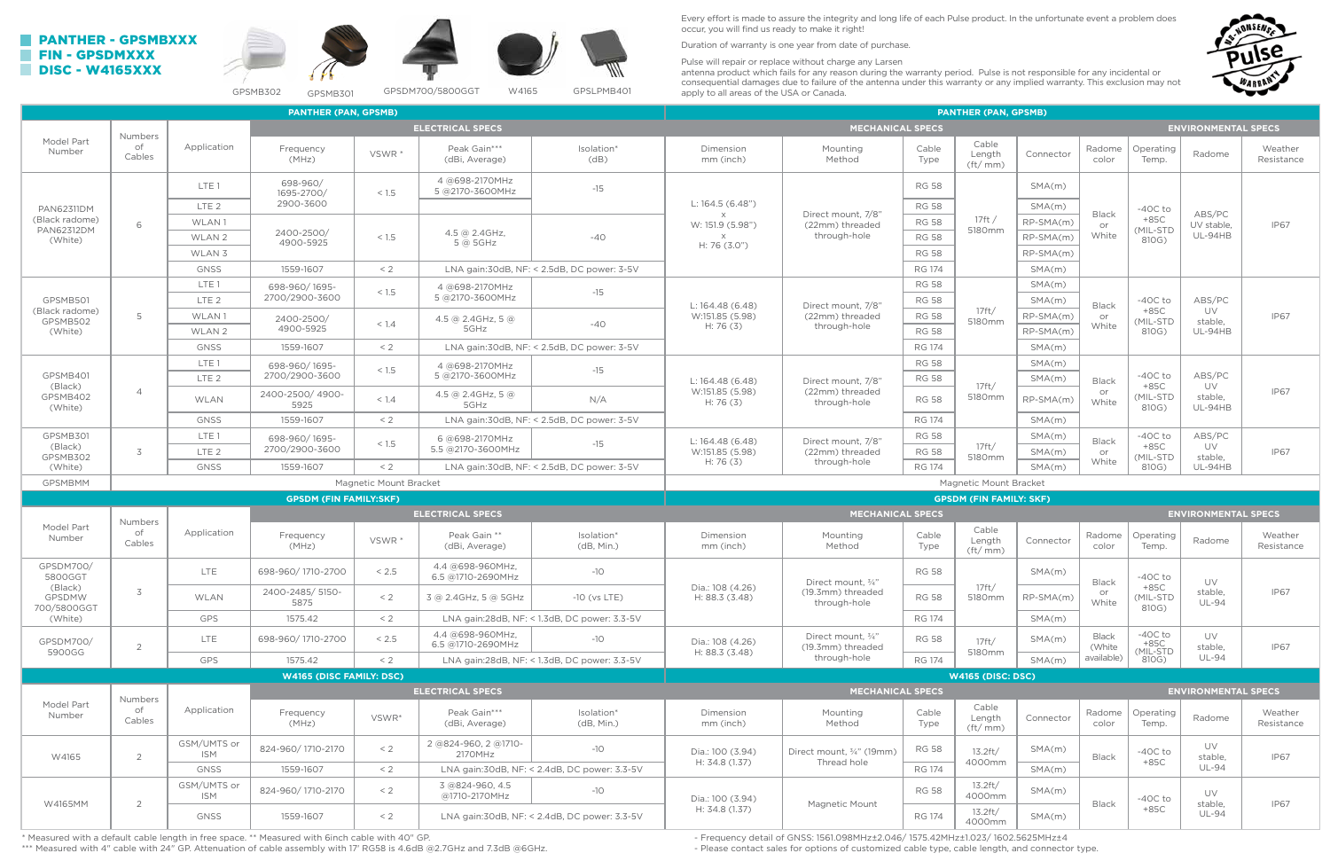- **PANTHER - GPSMBXXX**
- **FIN - GPSDMXXX**
- **DISC - W4165XXX**

GPSMB302 GPSMB301 GPSDM700/5800GGT W4165 GPSLPMB401

Every effort is made to assure the integrity and long life of each Pulse product. In the unfortunate event a problem does occur, you will find us ready to make it right!

Duration of warranty is one year from date of purchase.

Pulse will repair or replace without charge any Larsen antenna product which fails for any reason during the warranty period. Pulse is not responsible for any incidental or consequential damages due to failure of the antenna under this warranty or any implied warranty. This exclusion may not apply to all areas of the USA or Canada.

NO-NONSENSE Pulse WARRANTY

## PANTHER (PAN, GPSMB)

| Model Part Number | Numbers of Cables | Application | Frequency (MHz) | VSWR * | Peak Gain*** (dBi, Average) | Isolation* (dB) | Dimension mm (inch) | Mounting Method | Cable Type | Cable Length (ft/ mm) | Connector | Radome color | Operating Temp. | Radome | Weather Resistance |
|---|---|---|---|---|---|---|---|---|---|---|---|---|---|---|---|
| | | | **ELECTRICAL SPECS** | | | | **MECHANICAL SPECS** | | | | | **ENVIRONMENTAL SPECS** | | | |
| PAN62311DM (Black radome) PAN62312DM (White) | 6 | LTE 1 | 698-960/ 1695-2700/ 2900-3600 | < 1.5 | 4 @698-960/ 5 @2170-3600MHz | -15 | L: 164.5 (6.48") x W: 151.9 (5.98") x H: 76 (3.0") | Direct mount, 7/8" (22mm) threaded through-hole | RG 58 | 17ft / 5180mm | SMA(m) | Black or White | -40C to +85C (MIL-STD 810G) | ABS/PC UV stable, UL-94HB | IP67 |
| | | LTE 2 | | | | | | | RG 58 | | SMA(m) | | | | |
| | | WLAN 1 | 2400-2500/ 4900-5925 | < 1.5 | 4.5 @ 2.4GHz, 5 @ 5GHz | -40 | | | RG 58 | | RP-SMA(m) | | | | |
| | | WLAN 2 | | | | | | | RG 58 | | RP-SMA(m) | | | | |
| | | WLAN 3 | | | | | | | RG 58 | | RP-SMA(m) | | | | |
| | | GNSS | 1559-1607 | < 2 | LNA gain:30dB, NF: < 2.5dB, DC power: 3-5V | | | | RG 174 | | SMA(m) | | | | |
| GPSMB501 (Black radome) GPSMB502 (White) | 5 | LTE 1 | 698-960/ 1695-2700/2900-3600 | < 1.5 | 4 @698-2170MHz 5 @2170-3600MHz | -15 | L: 164.48 (6.48) W:151.85 (5.98) H: 76 (3) | Direct mount, 7/8" (22mm) threaded through-hole | RG 58 | 17ft/ 5180mm | SMA(m) | Black or White | -40C to +85C (MIL-STD 810G) | ABS/PC UV stable, UL-94HB | IP67 |
| | | LTE 2 | | | | | | | RG 58 | | SMA(m) | | | | |
| | | WLAN 1 | 2400-2500/ 4900-5925 | < 1.4 | 4.5 @ 2.4GHz, 5 @ 5GHz | -40 | | | RG 58 | | RP-SMA(m) | | | | |
| | | WLAN 2 | | | | | | | RG 58 | | RP-SMA(m) | | | | |
| | | GNSS | 1559-1607 | < 2 | LNA gain:30dB, NF: < 2.5dB, DC power: 3-5V | | | | RG 174 | | SMA(m) | | | | |
| GPSMB401 (Black) GPSMB402 (White) | 4 | LTE 1 | 698-960/ 1695-2700/2900-3600 | < 1.5 | 4 @698-2170MHz 5 @2170-3600MHz | -15 | L: 164.48 (6.48) W:151.85 (5.98) H: 76 (3) | Direct mount, 7/8" (22mm) threaded through-hole | RG 58 | 17ft/ 5180mm | SMA(m) | Black or White | -40C to +85C (MIL-STD 810G) | ABS/PC UV stable, UL-94HB | IP67 |
| | | LTE 2 | | | | | | | RG 58 | | SMA(m) | | | | |
| | | WLAN | 2400-2500/ 4900-5925 | < 1.4 | 4.5 @ 2.4GHz, 5 @ 5GHz | N/A | | | RG 58 | | RP-SMA(m) | | | | |
| | | GNSS | 1559-1607 | < 2 | LNA gain:30dB, NF: < 2.5dB, DC power: 3-5V | | | | RG 174 | | SMA(m) | | | | |
| GPSMB301 (Black) GPSMB302 (White) | 3 | LTE 1 | 698-960/ 1695-2700/2900-3600 | < 1.5 | 6 @698-2170MHz 5.5 @2170-3600MHz | -15 | L: 164.48 (6.48) W:151.85 (5.98) H: 76 (3) | Direct mount, 7/8" (22mm) threaded through-hole | RG 58 | 17ft/ 5180mm | SMA(m) | Black or White | -40C to +85C (MIL-STD 810G) | ABS/PC UV stable, UL-94HB | IP67 |
| | | LTE 2 | | | | | | | RG 58 | | SMA(m) | | | | |
| | | GNSS | 1559-1607 | < 2 | LNA gain:30dB, NF: < 2.5dB, DC power: 3-5V | | | | RG 174 | | SMA(m) | | | | |
| GPSMBMM | Magnetic Mount Bracket | | | | | | Magnetic Mount Bracket | | | | | | | | |

## GPSDM (FIN FAMILY:SKF)

| Model Part Number | Numbers of Cables | Application | Frequency (MHz) | VSWR * | Peak Gain ** (dBi, Average) | Isolation* (dB, Min.) | Dimension mm (inch) | Mounting Method | Cable Type | Cable Length (ft/ mm) | Connector | Radome color | Operating Temp. | Radome | Weather Resistance |
|---|---|---|---|---|---|---|---|---|---|---|---|---|---|---|---|
| | | | **ELECTRICAL SPECS** | | | | **MECHANICAL SPECS** | | | | | **ENVIRONMENTAL SPECS** | | | |
| GPSDM700/ 5800GGT (Black) GPSDMW 700/5800GGT (White) | 3 | LTE | 698-960/ 1710-2700 | < 2.5 | 4.4 @698-960MHz, 6.5 @1710-2690MHz | -10 | Dia.: 108 (4.26) H: 88.3 (3.48) | Direct mount, ¾" (19.3mm) threaded through-hole | RG 58 | 17ft/ 5180mm | SMA(m) | Black or White | -40C to +85C (MIL-STD 810G) | UV stable, UL-94 | IP67 |
| | | WLAN | 2400-2485/ 5150-5875 | < 2 | 3 @ 2.4GHz, 5 @ 5GHz | -10 (vs LTE) | | | RG 58 | | RP-SMA(m) | | | | |
| | | GPS | 1575.42 | < 2 | LNA gain:28dB, NF: < 1.3dB, DC power: 3.3-5V | | | | RG 174 | | SMA(m) | | | | |
| GPSDM700/ 5900GG | 2 | LTE | 698-960/ 1710-2700 | < 2.5 | 4.4 @698-960MHz, 6.5 @1710-2690MHz | -10 | Dia.: 108 (4.26) H: 88.3 (3.48) | Direct mount, ¾" (19.3mm) threaded through-hole | RG 58 | 17ft/ 5180mm | SMA(m) | Black (White available) | -40C to +85C (MIL-STD 810G) | UV stable, UL-94 | IP67 |
| | | GPS | 1575.42 | < 2 | LNA gain:28dB, NF: < 1.3dB, DC power: 3.3-5V | | | | RG 174 | | SMA(m) | | | | |

## W4165 (DISC FAMILY: DSC)

| Model Part Number | Numbers of Cables | Application | Frequency (MHz) | VSWR* | Peak Gain*** (dBi, Average) | Isolation* (dB, Min.) | Dimension mm (inch) | Mounting Method | Cable Type | Cable Length (ft/ mm) | Connector | Radome color | Operating Temp. | Radome | Weather Resistance |
|---|---|---|---|---|---|---|---|---|---|---|---|---|---|---|---|
| | | | **ELECTRICAL SPECS** | | | | **MECHANICAL SPECS** | | | | | **ENVIRONMENTAL SPECS** | | | |
| W4165 | 2 | GSM/UMTS or ISM | 824-960/ 1710-2170 | < 2 | 2 @824-960, 2 @1710-2170MHz | -10 | Dia.: 100 (3.94) H: 34.8 (1.37) | Direct mount, ¾" (19mm) Thread hole | RG 58 | 13.2ft/ 4000mm | SMA(m) | Black | -40C to +85C | UV stable, UL-94 | IP67 |
| | | GNSS | 1559-1607 | < 2 | LNA gain:30dB, NF: < 2.4dB, DC power: 3.3-5V | | | | RG 174 | | SMA(m) | | | | |
| W4165MM | 2 | GSM/UMTS or ISM | 824-960/ 1710-2170 | < 2 | 3 @824-960, 4.5 @1710-2170MHz | -10 | Dia.: 100 (3.94) H: 34.8 (1.37) | Magnetic Mount | RG 58 | 13.2ft/ 4000mm | SMA(m) | Black | -40C to +85C | UV stable, UL-94 | IP67 |
| | | GNSS | 1559-1607 | < 2 | LNA gain:30dB, NF: < 2.4dB, DC power: 3.3-5V | | | | RG 174 | 13.2ft/ 4000mm | SMA(m) | | | | |

* Measured with a default cable length in free space. ** Measured with 6inch cable with 40" GP.
*** Measured with 4" cable with 24" GP. Attenuation of cable assembly with 17' RG58 is 4.6dB @2.7GHz and 7.3dB @6GHz.

- Frequency detail of GNSS: 1561.098MHz±2.046/ 1575.42MHz±1.023/ 1602.5625MHz±4
- Please contact sales for options of customized cable type, cable length, and connector type.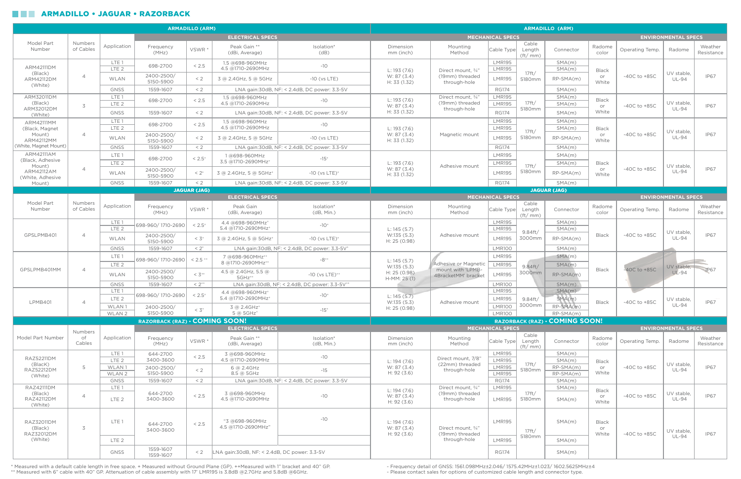## ARMADILLO • JAGUAR • RAZORBACK

### ARMADILLO (ARM)

| Model Part Number | Numbers of Cables | Application | Frequency (MHz) | VSWR * | Peak Gain ** (dBi, Average) | Isolation* (dB) | Dimension mm (inch) | Mounting Method | Cable Type | Cable Length (ft/ mm) | Connector | Radome color | Operating Temp. | Radome | Weather Resistance |
|---|---|---|---|---|---|---|---|---|---|---|---|---|---|---|---|
| | | | **ELECTRICAL SPECS** | | | | **MECHANICAL SPECS** | | | | | **ENVIRONMENTAL SPECS** | | | |
| ARM42111DM (Black) ARM42112DM (White) | 4 | LTE 1 | 698-2700 | < 2.5 | 1.5 @698-960MHz 4.5 @1710-2690MHz | -10 | L: 193 (7.6) W: 87 (3.4) H: 33 (1.32) | Direct mount, ¾" (19mm) threaded through-hole | LMR195 | 17ft/ 5180mm | SMA(m) | Black or White | -40C to +85C | UV stable, UL-94 | IP67 |
| | | LTE 2 | | | | | | | LMR195 | | SMA(m) | | | | |
| | | WLAN | 2400-2500/ 5150-5900 | < 2 | 3 @ 2.4GHz, 5 @ 5GHz | -10 (vs LTE) | | | LMR195 | | RP-SMA(m) | | | | |
| | | GNSS | 1559-1607 | < 2 | LNA gain:30dB, NF: < 2.4dB, DC power: 3.3-5V | | | | RG174 | | SMA(m) | | | | |
| ARM32011DM (Black) ARM32012DM (White) | 3 | LTE 1 | 698-2700 | < 2.5 | 1.5 @698-960MHz 4.5 @1710-2690MHz | -10 | L: 193 (7.6) W: 87 (3.4) H: 33 (1.32) | Direct mount, ¾" (19mm) threaded through-hole | LMR195 | 17ft/ 5180mm | SMA(m) | Black or White | -40C to +85C | UV stable, UL-94 | IP67 |
| | | LTE 2 | | | | | | | LMR195 | | SMA(m) | | | | |
| | | GNSS | 1559-1607 | < 2 | LNA gain:30dB, NF: < 2.4dB, DC power: 3.3-5V | | | | RG174 | | SMA(m) | | | | |
| ARM42111MM (Black, Magnet Mount) ARM42112MM (White, Magnet Mount) | 4 | LTE 1 | 698-2700 | < 2.5 | 1.5 @698-960MHz 4.5 @1710-2690MHz | -10 | L: 193 (7.6) W: 87 (3.4) H: 33 (1.32) | Magnetic mount | LMR195 | 17ft/ 5180mm | SMA(m) | Black or White | -40C to +85C | UV stable, UL-94 | IP67 |
| | | LTE 2 | | | | | | | LMR195 | | SMA(m) | | | | |
| | | WLAN | 2400-2500/ 5150-5900 | < 2 | 3 @ 2.4GHz, 5 @ 5GHz | -10 (vs LTE) | | | LMR195 | | RP-SMA(m) | | | | |
| | | GNSS | 1559-1607 | < 2 | LNA gain:30dB, NF: < 2.4dB, DC power: 3.3-5V | | | | RG174 | | SMA(m) | | | | |
| ARM42111AM (Black, Adhesive Mount) ARM42112AM (White, Adhesive Mount) | 4 | LTE 1 | 698-2700 | < 2.5+ | 1 @698-960MHz 3.5 @1710-2690MHz+ | -15+ | L: 193 (7.6) W: 87 (3.4) H: 33 (1.32) | Adhesive mount | LMR195 | 17ft/ 5180mm | SMA(m) | Black or White | -40C to +85C | UV stable, UL-94 | IP67 |
| | | LTE 2 | | | | | | | LMR195 | | SMA(m) | | | | |
| | | WLAN | 2400-2500/ 5150-5900 | < 2+ | 3 @ 2.4GHz, 5 @ 5GHz+ | -10 (vs LTE)+ | | | LMR195 | | RP-SMA(m) | | | | |
| | | GNSS | 1559-1607 | < 2 | LNA gain:30dB, NF: < 2.4dB, DC power: 3.3-5V | | | | RG174 | | SMA(m) | | | | |

### JAGUAR (JAG)

| Model Part Number | Numbers of Cables | Application | Frequency (MHz) | VSWR * | Peak Gain (dBi, Average) | Isolation* (dB, Min.) | Dimension mm (inch) | Mounting Method | Cable Type | Cable Length (ft/ mm) | Connector | Radome color | Operating Temp. | Radome | Weather Resistance |
|---|---|---|---|---|---|---|---|---|---|---|---|---|---|---|---|
| | | | **ELECTRICAL SPECS** | | | | **MECHANICAL SPECS** | | | | | **ENVIRONMENTAL SPECS** | | | |
| GPSLPMB401 | 4 | LTE 1 | 698-960/ 1710-2690 | < 2.5+ | 4.4 @698-960MHz+ 5.4 @1710-2690MHz+ | -10+ | L: 145 (5.7) W:135 (5.3) H: 25 (0.98) | Adhesive mount | LMR195 | 9.84ft/ 3000mm | SMA(m) | Black | -40C to +85C | UV stable, UL-94 | IP67 |
| | | LTE 2 | | | | | | | LMR195 | | SMA(m) | | | | |
| | | WLAN | 2400-2500/ 5150-5900 | < 3+ | 3 @ 2.4GHz, 5 @ 5GHz+ | -10 (vs LTE)+ | | | LMR195 | | RP-SMA(m) | | | | |
| | | GNSS | 1559-1607 | < 2+ | LNA gain:30dB, NF: < 2.4dB, DC power: 3.3-5V+ | | | | LMR100 | | SMA(m) | | | | |
| GPSLPMB401MM | 4 | LTE 1 | 698-960/ 1710-2690 | < 2.5 ++ | 7 @698-960MHz++ 8 @1710-2690MHz++ | -8++ | L: 145 (5.7) W:135 (5.3) H: 25 (0.98) H-MM: 25 (1) | Adhesive or Magnetic mount with "LPMB-4BracketMM" bracket | LMR195 | 9.84ft/ 3000mm | SMA(m) | Black | -40C to +85C | UV stable, UL-94 | IP67 |
| | | LTE 2 | | | | | | | LMR195 | | SMA(m) | | | | |
| | | WLAN | 2400-2500/ 5150-5900 | < 3++ | 4.5 @ 2.4GHz, 5.5 @ 5GHz++ | -10 (vs LTE)++ | | | LMR195 | | RP-SMA(m) | | | | |
| | | GNSS | 1559-1607 | < 2++ | LNA gain:30dB, NF: < 2.4dB, DC power: 3.3-5V++ | | | | LMR100 | | SMA(m) | | | | |
| LPMB401 | 4 | LTE 1 | 698-960/ 1710-2690 | < 2.5+ | 4.4 @698-960MHz+ 5.4 @1710-2690MHz+ | -10+ | L: 145 (5.7) W:135 (5.3) H: 25 (0.98) | Adhesive mount | LMR195 | 9.84ft/ 3000mm | SMA(m) | Black | -40C to +85C | UV stable, UL-94 | IP67 |
| | | LTE 2 | | | | | | | LMR195 | | SMA(m) | | | | |
| | | WLAN 1 | 2400-2500/ 5150-5900 | < 3+ | 3 @ 2.4GHz+ 5 @ 5GHz+ | -15+ | | | LMR100 | | RP-SMA(m) | | | | |
| | | WLAN 2 | | | | | | | LMR100 | | RP-SMA(m) | | | | |

### RAZORBACK (RAZ) • COMING SOON!

| Model Part Number | Numbers of Cables | Application | Frequency (MHz) | VSWR * | Peak Gain ** (dBi, Average) | Isolation* (dB, Min.) | Dimension mm (inch) | Mounting Method | Cable Type | Cable Length (ft/ mm) | Connector | Radome color | Operating Temp. | Radome | Weather Resistance |
|---|---|---|---|---|---|---|---|---|---|---|---|---|---|---|---|
| | | | **ELECTRICAL SPECS** | | | | **MECHANICAL SPECS** | | | | | **ENVIRONMENTAL SPECS** | | | |
| RAZ52211DM (BlacK) RAZ52212DM (White) | 5 | LTE 1 | 644-2700 3400-3600 | < 2.5 | 3 @698-960MHz 4.5 @1710-2690MHz | -10 | L: 194 (7.6) W: 87 (3.4) H: 92 (3.6) | Direct mount, 7/8" (22mm) threaded through-hole | LMR195 | 17ft/ 5180mm | SMA(m) | Black or White | -40C to +85C | UV stable, UL-94 | IP67 |
| | | LTE 2 | | | | | | | LMR195 | | SMA(m) | | | | |
| | | WLAN 1 | 2400-2500/ 5150-5900 | < 2 | 6 @ 2.4GHz 8.5 @ 5GHz | -15 | | | LMR195 | | RP-SMA(m) | | | | |
| | | WLAN 2 | | | | | | | LMR195 | | RP-SMA(m) | | | | |
| | | GNSS | 1559-1607 | < 2 | LNA gain:30dB, NF: < 2.4dB, DC power: 3.3-5V | | | | RG174 | | SMA(m) | | | | |
| RAZ42111DM (Black) RAZ42112DM (White) | 4 | LTE 1 | 644-2700 3400-3600 | < 2.5 | 3 @698-960MHz 4.5 @1710-2690MHz | -10 | L: 194 (7.6) W: 87 (3.4) H: 92 (3.6) | Direct mount, ¾" (19mm) threaded through-hole | LMR195 | 17ft/ 5180mm | SMA(m) | Black or White | -40C to +85C | UV stable, UL-94 | IP67 |
| | | LTE 2 | | | | | | | LMR195 | | SMA(m) | | | | |
| RAZ32011DM (Black) RAZ32012DM (White) | 3 | LTE 1 | 644-2700 3400-3600 | < 2.5 | "3 @698-960MHz 4.5 @1710-2690MHz" | -10 | L: 194 (7.6) W: 87 (3.4) H: 92 (3.6) | Direct mount, ¾" (19mm) threaded through-hole | LMR195 | 17ft/ 5180mm | SMA(m) | Black or White | -40C to +85C | UV stable, UL-94 | IP67 |
| | | LTE 2 | | | | | | | LMR195 | | SMA(m) | | | | |
| | | GNSS | 1559-1607 1559-1607 | < 2 | LNA gain:30dB, NF: < 2.4dB, DC power: 3.3-5V | | | | RG174 | | SMA(m) | | | | |

\* Measured with a default cable length in free space. + Measured without Ground Plane (GP). ++Measured with 1" bracket and 40" GP.
\*\* Measured with 6" cable with 40" GP. Attenuation of cable assembly with 17' LMR195 is 3.8dB @2.7GHz and 5.8dB @6GHz.

- Frequency detail of GNSS: 1561.098MHz±2.046/ 1575.42MHz±1.023/ 1602.5625MHz±4
- Please contact sales for options of customized cable length and connector type.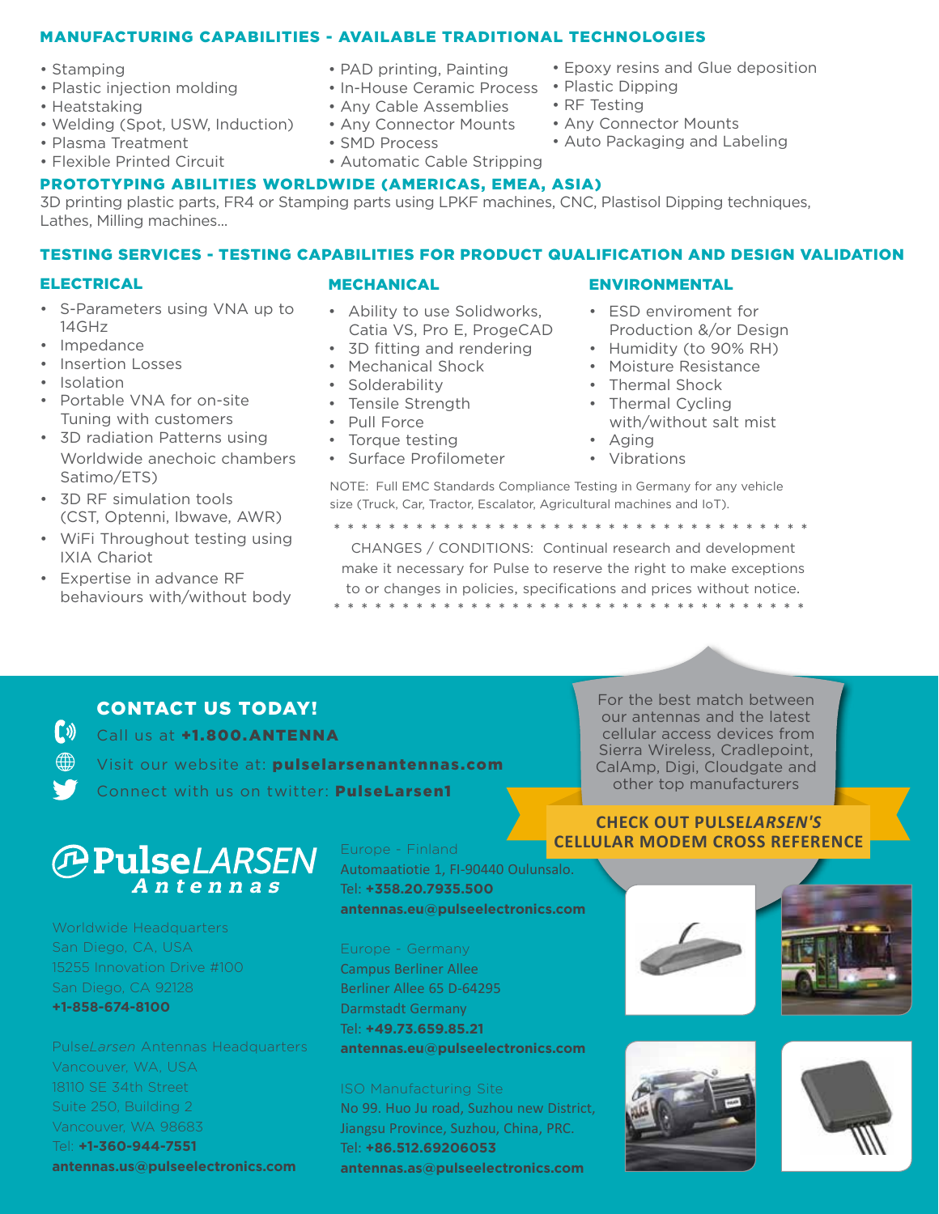## MANUFACTURING CAPABILITIES - AVAILABLE TRADITIONAL TECHNOLOGIES

- Stamping
- Plastic injection molding
- Heatstaking
- Welding (Spot, USW, Induction)
- Plasma Treatment
- Flexible Printed Circuit
- PAD printing, Painting
- In-House Ceramic Process
- Any Cable Assemblies
- Any Connector Mounts
- SMD Process
- Automatic Cable Stripping
- Epoxy resins and Glue deposition
- Plastic Dipping
- RF Testing
- Any Connector Mounts
- Auto Packaging and Labeling

## PROTOTYPING ABILITIES WORLDWIDE (AMERICAS, EMEA, ASIA)

3D printing plastic parts, FR4 or Stamping parts using LPKF machines, CNC, Plastisol Dipping techniques, Lathes, Milling machines...

## TESTING SERVICES - TESTING CAPABILITIES FOR PRODUCT QUALIFICATION AND DESIGN VALIDATION

### ELECTRICAL

- S-Parameters using VNA up to 14GHz
- Impedance
- Insertion Losses
- Isolation
- Portable VNA for on-site Tuning with customers
- 3D radiation Patterns using Worldwide anechoic chambers Satimo/ETS)
- 3D RF simulation tools (CST, Optenni, Ibwave, AWR)
- WiFi Throughout testing using IXIA Chariot
- Expertise in advance RF behaviours with/without body

### MECHANICAL

- Ability to use Solidworks, Catia VS, Pro E, ProgeCAD
- 3D fitting and rendering
- Mechanical Shock
- Solderability
- Tensile Strength
- Pull Force
- Torque testing
- Surface Profilometer

### ENVIRONMENTAL

- ESD enviroment for Production &/or Design
- Humidity (to 90% RH)
- Moisture Resistance
- Thermal Shock
- Thermal Cycling with/without salt mist
- Aging
- Vibrations

NOTE: Full EMC Standards Compliance Testing in Germany for any vehicle size (Truck, Car, Tractor, Escalator, Agricultural machines and IoT).

CHANGES / CONDITIONS: Continual research and development make it necessary for Pulse to reserve the right to make exceptions to or changes in policies, specifications and prices without notice.

## CONTACT US TODAY!

Call us at **+1.800.ANTENNA**

Visit our website at: **pulselarsenantennas.com**

Connect with us on twitter: **PulseLarsen1**

For the best match between our antennas and the latest cellular access devices from Sierra Wireless, Cradlepoint, CalAmp, Digi, Cloudgate and other top manufacturers

**CHECK OUT PULSE*LARSEN'S* CELLULAR MODEM CROSS REFERENCE**

Pulse*LARSEN* Antennas

Worldwide Headquarters
San Diego, CA, USA
15255 Innovation Drive #100
San Diego, CA 92128
**+1-858-674-8100**

Pulse*Larsen* Antennas Headquarters
Vancouver, WA, USA
18110 SE 34th Street
Suite 250, Building 2
Vancouver, WA 98683
Tel: **+1-360-944-7551**
**antennas.us@pulseelectronics.com**

Europe - Finland
Automaatiotie 1, FI-90440 Oulunsalo.
Tel: **+358.20.7935.500**
**antennas.eu@pulseelectronics.com**

Europe - Germany
Campus Berliner Allee
Berliner Allee 65 D-64295
Darmstadt Germany
Tel: **+49.73.659.85.21**
**antennas.eu@pulseelectronics.com**

ISO Manufacturing Site
No 99. Huo Ju road, Suzhou new District,
Jiangsu Province, Suzhou, China, PRC.
Tel: **+86.512.69206053**
**antennas.as@pulseelectronics.com**